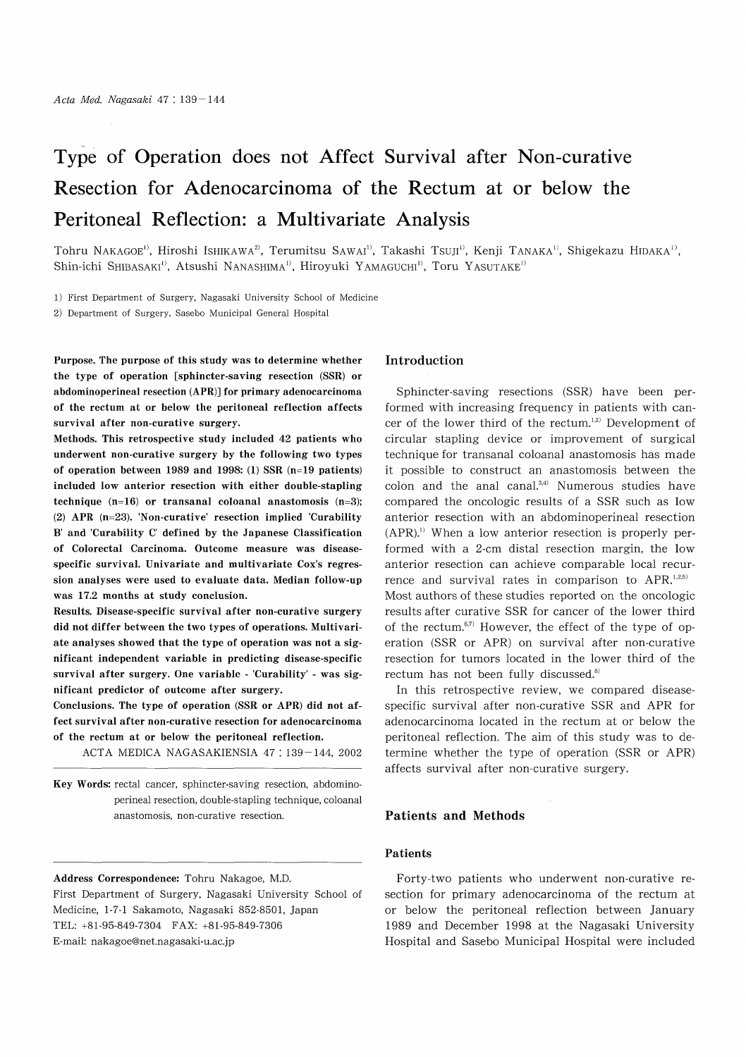# Type of Operation does not Affect Survival after Non-curative Resection for Adenocarcinoma of the Rectum at or below the Peritoneal Reflection: a Multivariate Analysis

Tohru NAKAGOE[1], Hiroshi ISHIKAWA[2], Terumitsu SAWAI[1], Takashi TSUJI[1], Kenji TANAKA[1], Shigekazu HIDAKA[1], Shin-ichi SHIBASAKI[1], Atsushi NANASHIMA[1], Hiroyuki YAMAGUCHI[1], Toru YASUTAKE[1]

1) First Department of Surgery, Nagasaki University School of Medicine
2) Department of Surgery, Sasebo Municipal General Hospital

**Purpose. The purpose of this study was to determine whether the type of operation [sphincter-saving resection (SSR) or abdominoperineal resection (APR)] for primary adenocarcinoma of the rectum at or below the peritoneal reflection affects survival after non-curative surgery.**

**Methods. This retrospective study included 42 patients who underwent non-curative surgery by the following two types of operation between 1989 and 1998: (1) SSR (n=19 patients) included low anterior resection with either double-stapling technique (n=16) or transanal coloanal anastomosis (n=3); (2) APR (n=23). 'Non-curative' resection implied 'Curability B' and 'Curability C' defined by the Japanese Classification of Colorectal Carcinoma. Outcome measure was disease-specific survival. Univariate and multivariate Cox's regression analyses were used to evaluate data. Median follow-up was 17.2 months at study conclusion.**

**Results. Disease-specific survival after non-curative surgery did not differ between the two types of operations. Multivariate analyses showed that the type of operation was not a significant independent variable in predicting disease-specific survival after surgery. One variable - 'Curability' - was significant predictor of outcome after surgery.**

**Conclusions. The type of operation (SSR or APR) did not affect survival after non-curative resection for adenocarcinoma of the rectum at or below the peritoneal reflection.**

ACTA MEDICA NAGASAKIENSIA 47 : 139−144, 2002

**Key Words:** rectal cancer, sphincter-saving resection, abdominoperineal resection, double-stapling technique, coloanal anastomosis, non-curative resection.

**Address Correspondence:** Tohru Nakagoe, M.D.
First Department of Surgery, Nagasaki University School of Medicine, 1-7-1 Sakamoto, Nagasaki 852-8501, Japan
TEL: +81-95-849-7304 FAX: +81-95-849-7306
E-mail: nakagoe@net.nagasaki-u.ac.jp

## Introduction

Sphincter-saving resections (SSR) have been performed with increasing frequency in patients with cancer of the lower third of the rectum.[1,2] Development of circular stapling device or improvement of surgical technique for transanal coloanal anastomosis has made it possible to construct an anastomosis between the colon and the anal canal.[3,4] Numerous studies have compared the oncologic results of a SSR such as low anterior resection with an abdominoperineal resection (APR).[1] When a low anterior resection is properly performed with a 2-cm distal resection margin, the low anterior resection can achieve comparable local recurrence and survival rates in comparison to APR.[1,2,5] Most authors of these studies reported on the oncologic results after curative SSR for cancer of the lower third of the rectum.[6,7] However, the effect of the type of operation (SSR or APR) on survival after non-curative resection for tumors located in the lower third of the rectum has not been fully discussed.[8]

In this retrospective review, we compared disease-specific survival after non-curative SSR and APR for adenocarcinoma located in the rectum at or below the peritoneal reflection. The aim of this study was to determine whether the type of operation (SSR or APR) affects survival after non-curative surgery.

## Patients and Methods

### Patients

Forty-two patients who underwent non-curative resection for primary adenocarcinoma of the rectum at or below the peritoneal reflection between January 1989 and December 1998 at the Nagasaki University Hospital and Sasebo Municipal Hospital were included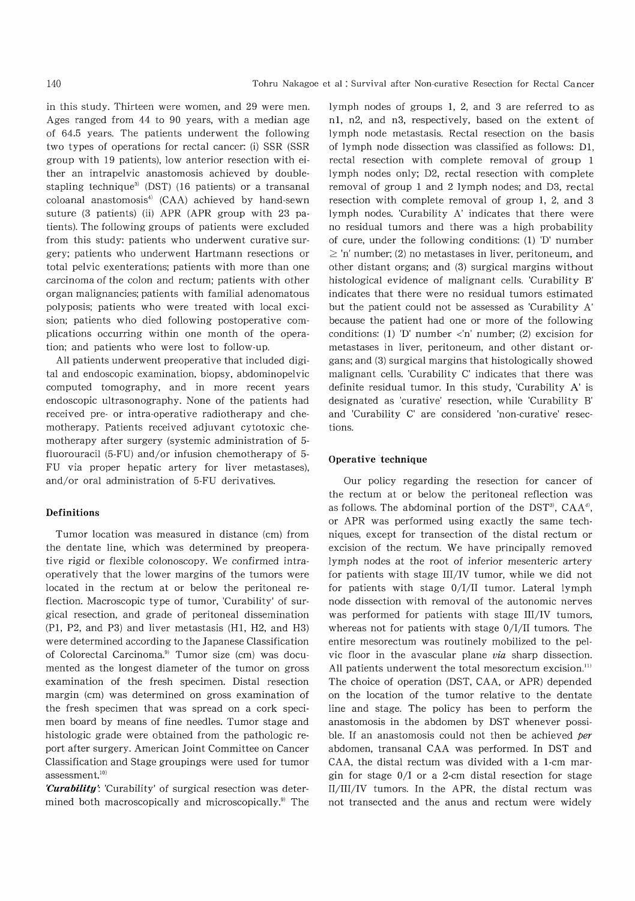in this study. Thirteen were women, and 29 were men. Ages ranged from 44 to 90 years, with a median age of 64.5 years. The patients underwent the following two types of operations for rectal cancer: (i) SSR (SSR group with 19 patients), low anterior resection with either an intrapelvic anastomosis achieved by double-stapling technique[3] (DST) (16 patients) or a transanal coloanal anastomosis[4] (CAA) achieved by hand-sewn suture (3 patients) (ii) APR (APR group with 23 patients). The following groups of patients were excluded from this study: patients who underwent curative surgery; patients who underwent Hartmann resections or total pelvic exenterations; patients with more than one carcinoma of the colon and rectum; patients with other organ malignancies; patients with familial adenomatous polyposis; patients who were treated with local excision; patients who died following postoperative complications occurring within one month of the operation; and patients who were lost to follow-up.

All patients underwent preoperative that included digital and endoscopic examination, biopsy, abdominopelvic computed tomography, and in more recent years endoscopic ultrasonography. None of the patients had received pre- or intra-operative radiotherapy and chemotherapy. Patients received adjuvant cytotoxic chemotherapy after surgery (systemic administration of 5-fluorouracil (5-FU) and/or infusion chemotherapy of 5-FU via proper hepatic artery for liver metastases), and/or oral administration of 5-FU derivatives.

## Definitions

Tumor location was measured in distance (cm) from the dentate line, which was determined by preoperative rigid or flexible colonoscopy. We confirmed intraoperatively that the lower margins of the tumors were located in the rectum at or below the peritoneal reflection. Macroscopic type of tumor, 'Curability' of surgical resection, and grade of peritoneal dissemination (P1, P2, and P3) and liver metastasis (H1, H2, and H3) were determined according to the Japanese Classification of Colorectal Carcinoma.[9] Tumor size (cm) was documented as the longest diameter of the tumor on gross examination of the fresh specimen. Distal resection margin (cm) was determined on gross examination of the fresh specimen that was spread on a cork specimen board by means of fine needles. Tumor stage and histologic grade were obtained from the pathologic report after surgery. American Joint Committee on Cancer Classification and Stage groupings were used for tumor assessment.[10]

***'Curability'***: 'Curability' of surgical resection was determined both macroscopically and microscopically.[9] The lymph nodes of groups 1, 2, and 3 are referred to as n1, n2, and n3, respectively, based on the extent of lymph node metastasis. Rectal resection on the basis of lymph node dissection was classified as follows: D1, rectal resection with complete removal of group 1 lymph nodes only; D2, rectal resection with complete removal of group 1 and 2 lymph nodes; and D3, rectal resection with complete removal of group 1, 2, and 3 lymph nodes. 'Curability A' indicates that there were no residual tumors and there was a high probability of cure, under the following conditions: (1) 'D' number $\geq$ 'n' number; (2) no metastases in liver, peritoneum, and other distant organs; and (3) surgical margins without histological evidence of malignant cells. 'Curability B' indicates that there were no residual tumors estimated but the patient could not be assessed as 'Curability A' because the patient had one or more of the following conditions: (1) 'D' number <'n' number; (2) excision for metastases in liver, peritoneum, and other distant organs; and (3) surgical margins that histologically showed malignant cells. 'Curability C' indicates that there was definite residual tumor. In this study, 'Curability A' is designated as 'curative' resection, while 'Curability B' and 'Curability C' are considered 'non-curative' resections.

## Operative technique

Our policy regarding the resection for cancer of the rectum at or below the peritoneal reflection was as follows. The abdominal portion of the DST[3], CAA[4], or APR was performed using exactly the same techniques, except for transection of the distal rectum or excision of the rectum. We have principally removed lymph nodes at the root of inferior mesenteric artery for patients with stage III/IV tumor, while we did not for patients with stage 0/I/II tumor. Lateral lymph node dissection with removal of the autonomic nerves was performed for patients with stage III/IV tumors, whereas not for patients with stage 0/I/II tumors. The entire mesorectum was routinely mobilized to the pelvic floor in the avascular plane *via* sharp dissection. All patients underwent the total mesorectum excision.[11] The choice of operation (DST, CAA, or APR) depended on the location of the tumor relative to the dentate line and stage. The policy has been to perform the anastomosis in the abdomen by DST whenever possible. If an anastomosis could not then be achieved *per* abdomen, transanal CAA was performed. In DST and CAA, the distal rectum was divided with a 1-cm margin for stage 0/I or a 2-cm distal resection for stage II/III/IV tumors. In the APR, the distal rectum was not transected and the anus and rectum were widely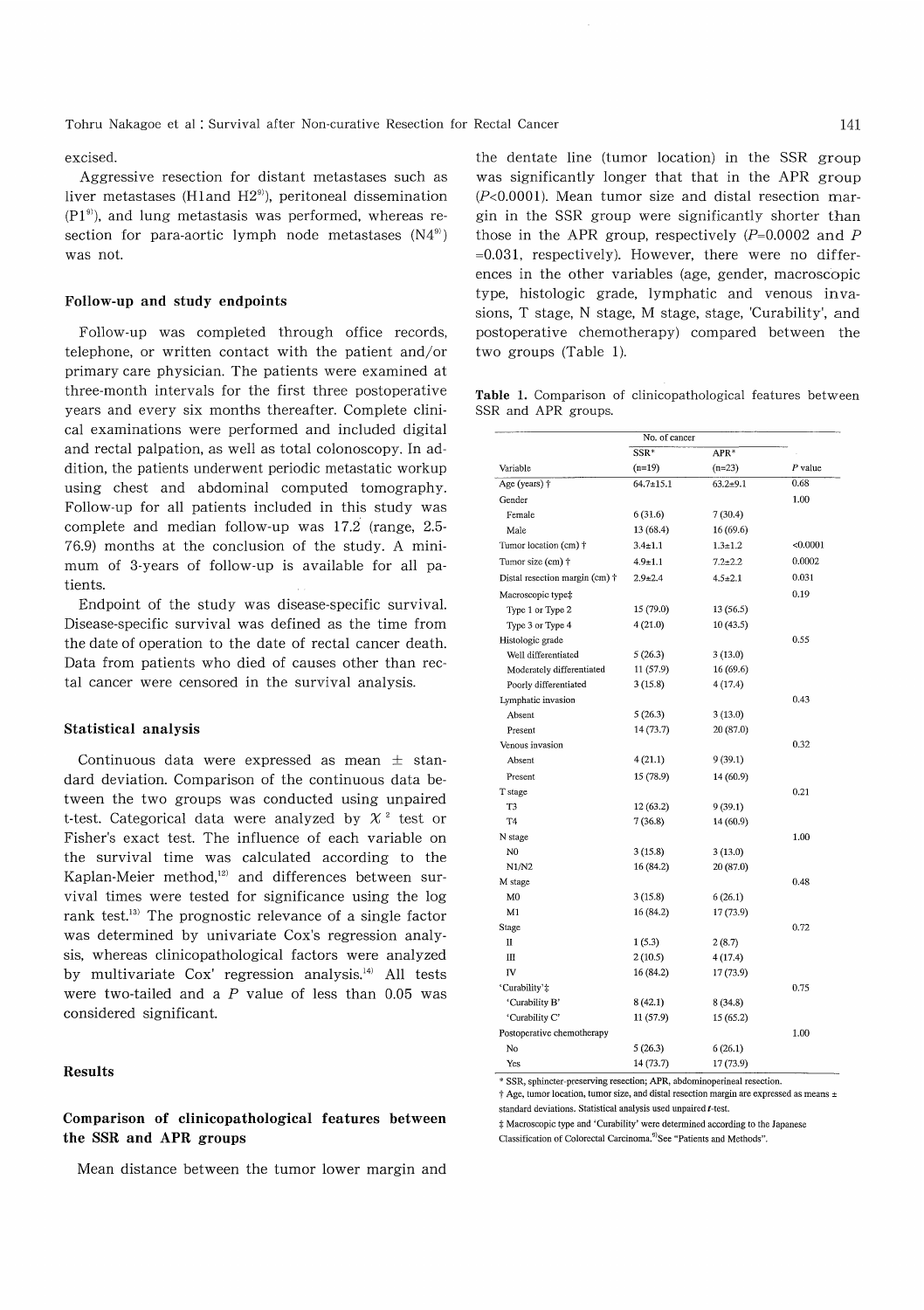excised.

Aggressive resection for distant metastases such as liver metastases (H1and H2[9]), peritoneal dissemination (P1[9]), and lung metastasis was performed, whereas resection for para-aortic lymph node metastases (N4[9]) was not.

### Follow-up and study endpoints

Follow-up was completed through office records, telephone, or written contact with the patient and/or primary care physician. The patients were examined at three-month intervals for the first three postoperative years and every six months thereafter. Complete clinical examinations were performed and included digital and rectal palpation, as well as total colonoscopy. In addition, the patients underwent periodic metastatic workup using chest and abdominal computed tomography. Follow-up for all patients included in this study was complete and median follow-up was 17.2 (range, 2.5-76.9) months at the conclusion of the study. A minimum of 3-years of follow-up is available for all patients.

Endpoint of the study was disease-specific survival. Disease-specific survival was defined as the time from the date of operation to the date of rectal cancer death. Data from patients who died of causes other than rectal cancer were censored in the survival analysis.

### Statistical analysis

Continuous data were expressed as mean ± standard deviation. Comparison of the continuous data between the two groups was conducted using unpaired t-test. Categorical data were analyzed by $\chi^2$ test or Fisher's exact test. The influence of each variable on the survival time was calculated according to the Kaplan-Meier method,[12] and differences between survival times were tested for significance using the log rank test.[13] The prognostic relevance of a single factor was determined by univariate Cox's regression analysis, whereas clinicopathological factors were analyzed by multivariate Cox' regression analysis.[14] All tests were two-tailed and a $P$ value of less than 0.05 was considered significant.

## Results

### Comparison of clinicopathological features between the SSR and APR groups

Mean distance between the tumor lower margin and the dentate line (tumor location) in the SSR group was significantly longer that that in the APR group ($P<0.0001$). Mean tumor size and distal resection margin in the SSR group were significantly shorter than those in the APR group, respectively ($P=0.0002$ and $P=0.031$, respectively). However, there were no differences in the other variables (age, gender, macroscopic type, histologic grade, lymphatic and venous invasions, T stage, N stage, M stage, stage, 'Curability', and postoperative chemotherapy) compared between the two groups (Table 1).

**Table 1.** Comparison of clinicopathological features between SSR and APR groups.

| | No. of cancer | | |
|---|---|---|---|
| | SSR* | APR* | |
| Variable | (n=19) | (n=23) | *P* value |
| Age (years) † | 64.7±15.1 | 63.2±9.1 | 0.68 |
| Gender | | | 1.00 |
| Female | 6 (31.6) | 7 (30.4) | |
| Male | 13 (68.4) | 16 (69.6) | |
| Tumor location (cm) † | 3.4±1.1 | 1.3±1.2 | <0.0001 |
| Tumor size (cm) † | 4.9±1.1 | 7.2±2.2 | 0.0002 |
| Distal resection margin (cm) † | 2.9±2.4 | 4.5±2.1 | 0.031 |
| Macroscopic type‡ | | | 0.19 |
| Type 1 or Type 2 | 15 (79.0) | 13 (56.5) | |
| Type 3 or Type 4 | 4 (21.0) | 10 (43.5) | |
| Histologic grade | | | 0.55 |
| Well differentiated | 5 (26.3) | 3 (13.0) | |
| Moderately differentiated | 11 (57.9) | 16 (69.6) | |
| Poorly differentiated | 3 (15.8) | 4 (17.4) | |
| Lymphatic invasion | | | 0.43 |
| Absent | 5 (26.3) | 3 (13.0) | |
| Present | 14 (73.7) | 20 (87.0) | |
| Venous invasion | | | 0.32 |
| Absent | 4 (21.1) | 9 (39.1) | |
| Present | 15 (78.9) | 14 (60.9) | |
| T stage | | | 0.21 |
| T3 | 12 (63.2) | 9 (39.1) | |
| T4 | 7 (36.8) | 14 (60.9) | |
| N stage | | | 1.00 |
| N0 | 3 (15.8) | 3 (13.0) | |
| N1/N2 | 16 (84.2) | 20 (87.0) | |
| M stage | | | 0.48 |
| M0 | 3 (15.8) | 6 (26.1) | |
| M1 | 16 (84.2) | 17 (73.9) | |
| Stage | | | 0.72 |
| II | 1 (5.3) | 2 (8.7) | |
| III | 2 (10.5) | 4 (17.4) | |
| IV | 16 (84.2) | 17 (73.9) | |
| 'Curability'‡ | | | 0.75 |
| 'Curability B' | 8 (42.1) | 8 (34.8) | |
| 'Curability C' | 11 (57.9) | 15 (65.2) | |
| Postoperative chemotherapy | | | 1.00 |
| No | 5 (26.3) | 6 (26.1) | |
| Yes | 14 (73.7) | 17 (73.9) | |

* SSR, sphincter-preserving resection; APR, abdominoperineal resection.
† Age, tumor location, tumor size, and distal resection margin are expressed as means ± standard deviations. Statistical analysis used unpaired *t*-test.
‡ Macroscopic type and 'Curability' were determined according to the Japanese Classification of Colorectal Carcinoma.[9] See "Patients and Methods".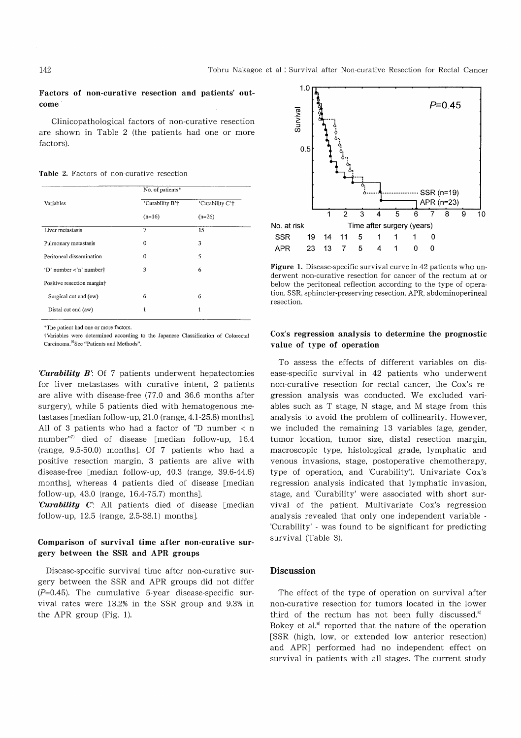### Factors of non-curative resection and patients' outcome

Clinicopathological factors of non-curative resection are shown in Table 2 (the patients had one or more factors).

Table 2. Factors of non-curative resection

| Variables | No. of patients* | |
|---|---|---|
| | 'Curability B'† | 'Curability C'† |
| | (n=16) | (n=26) |
| Liver metastasis | 7 | 15 |
| Pulmonary metastasis | 0 | 3 |
| Peritoneal dissemination | 0 | 5 |
| 'D' number <'n' number† | 3 | 6 |
| Positive resection margin† | | |
| Surgical cut end (ew) | 6 | 6 |
| Distal cut end (aw) | 1 | 1 |

*The patient had one or more factors.
†Variables were determined according to the Japanese Classification of Colorectal Carcinoma.[9] See "Patients and Methods".

***'Curability B'***: Of 7 patients underwent hepatectomies for liver metastases with curative intent, 2 patients are alive with disease-free (77.0 and 36.6 months after surgery), while 5 patients died with hematogenous metastases [median follow-up, 21.0 (range, 4.1-25.8) months]. All of 3 patients who had a factor of "D number < n number"[7] died of disease [median follow-up, 16.4 (range, 9.5-50.0) months]. Of 7 patients who had a positive resection margin, 3 patients are alive with disease-free [median follow-up, 40.3 (range, 39.6-44.6) months], whereas 4 patients died of disease [median follow-up, 43.0 (range, 16.4-75.7) months].

***'Curability C'***: All patients died of disease [median follow-up, 12.5 (range, 2.5-38.1) months].

### Comparison of survival time after non-curative surgery between the SSR and APR groups

Disease-specific survival time after non-curative surgery between the SSR and APR groups did not differ ($P$=0.45). The cumulative 5-year disease-specific survival rates were 13.2% in the SSR group and 9.3% in the APR group (Fig. 1).

| No. at risk | | | | | | | | |
|---|---|---|---|---|---|---|---|---|
| Time after surgery (years) | 0 | 1 | 2 | 3 | 4 | 5 | 6 | 7 |
| SSR | 19 | 14 | 11 | 5 | 1 | 1 | 1 | 0 |
| APR | 23 | 13 | 7 | 5 | 4 | 1 | 0 | 0 |

**Figure 1.** Disease-specific survival curve in 42 patients who underwent non-curative resection for cancer of the rectum at or below the peritoneal reflection according to the type of operation. SSR, sphincter-preserving resection. APR, abdominoperineal resection.

### Cox's regression analysis to determine the prognostic value of type of operation

To assess the effects of different variables on disease-specific survival in 42 patients who underwent non-curative resection for rectal cancer, the Cox's regression analysis was conducted. We excluded variables such as T stage, N stage, and M stage from this analysis to avoid the problem of collinearity. However, we included the remaining 13 variables (age, gender, tumor location, tumor size, distal resection margin, macroscopic type, histological grade, lymphatic and venous invasions, stage, postoperative chemotherapy, type of operation, and 'Curability'). Univariate Cox's regression analysis indicated that lymphatic invasion, stage, and 'Curability' were associated with short survival of the patient. Multivariate Cox's regression analysis revealed that only one independent variable - 'Curability' - was found to be significant for predicting survival (Table 3).

## Discussion

The effect of the type of operation on survival after non-curative resection for tumors located in the lower third of the rectum has not been fully discussed.[8] Bokey et al.[8] reported that the nature of the operation [SSR (high, low, or extended low anterior resection) and APR] performed had no independent effect on survival in patients with all stages. The current study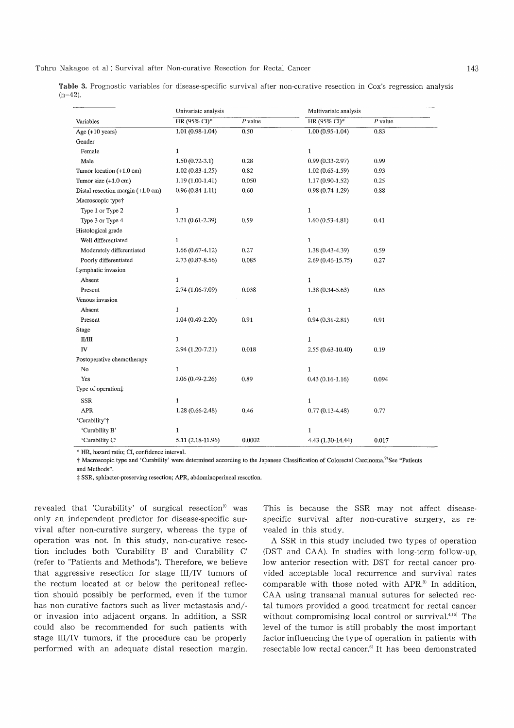**Table 3.** Prognostic variables for disease-specific survival after non-curative resection in Cox's regression analysis (n=42).

| | Univariate analysis | | Multivariate analysis | |
|---|---|---|---|---|
| Variables | HR (95% CI)* | P value | HR (95% CI)* | P value |
| Age (+10 years) | 1.01 (0.98-1.04) | 0.50 | 1.00 (0.95-1.04) | 0.83 |
| Gender | | | | |
| Female | 1 | | 1 | |
| Male | 1.50 (0.72-3.1) | 0.28 | 0.99 (0.33-2.97) | 0.99 |
| Tumor location (+1.0 cm) | 1.02 (0.83-1.25) | 0.82 | 1.02 (0.65-1.59) | 0.93 |
| Tumor size (+1.0 cm) | 1.19 (1.00-1.41) | 0.050 | 1.17 (0.90-1.52) | 0.25 |
| Distal resection margin (+1.0 cm) | 0.96 (0.84-1.11) | 0.60 | 0.98 (0.74-1.29) | 0.88 |
| Macroscopic type† | | | | |
| Type 1 or Type 2 | 1 | | 1 | |
| Type 3 or Type 4 | 1.21 (0.61-2.39) | 0.59 | 1.60 (0.53-4.81) | 0.41 |
| Histological grade | | | | |
| Well differentiated | 1 | | 1 | |
| Moderately differentiated | 1.66 (0.67-4.12) | 0.27 | 1.38 (0.43-4.39) | 0.59 |
| Poorly differentiated | 2.73 (0.87-8.56) | 0.085 | 2.69 (0.46-15.75) | 0.27 |
| Lymphatic invasion | | | | |
| Absent | 1 | | 1 | |
| Present | 2.74 (1.06-7.09) | 0.038 | 1.38 (0.34-5.63) | 0.65 |
| Venous invasion | | | | |
| Absent | 1 | | 1 | |
| Present | 1.04 (0.49-2.20) | 0.91 | 0.94 (0.31-2.81) | 0.91 |
| Stage | | | | |
| II/III | 1 | | 1 | |
| IV | 2.94 (1.20-7.21) | 0.018 | 2.55 (0.63-10.40) | 0.19 |
| Postoperative chemotherapy | | | | |
| No | 1 | | 1 | |
| Yes | 1.06 (0.49-2.26) | 0.89 | 0.43 (0.16-1.16) | 0.094 |
| Type of operation‡ | | | | |
| SSR | 1 | | 1 | |
| APR | 1.28 (0.66-2.48) | 0.46 | 0.77 (0.13-4.48) | 0.77 |
| 'Curability'† | | | | |
| 'Curability B' | 1 | | 1 | |
| 'Curability C' | 5.11 (2.18-11.96) | 0.0002 | 4.43 (1.30-14.44) | 0.017 |

\* HR, hazard ratio; CI, confidence interval.

† Macroscopic type and 'Curability' were determined according to the Japanese Classification of Colorectal Carcinoma.[9] See "Patients and Methods".

‡ SSR, sphincter-preserving resection; APR, abdominoperineal resection.

revealed that 'Curability' of surgical resection[9] was only an independent predictor for disease-specific survival after non-curative surgery, whereas the type of operation was not. In this study, non-curative resection includes both 'Curability B' and 'Curability C' (refer to "Patients and Methods"). Therefore, we believe that aggressive resection for stage III/IV tumors of the rectum located at or below the peritoneal reflection should possibly be performed, even if the tumor has non-curative factors such as liver metastasis and/or invasion into adjacent organs. In addition, a SSR could also be recommended for such patients with stage III/IV tumors, if the procedure can be properly performed with an adequate distal resection margin. This is because the SSR may not affect disease-specific survival after non-curative surgery, as revealed in this study.

A SSR in this study included two types of operation (DST and CAA). In studies with long-term follow-up, low anterior resection with DST for rectal cancer provided acceptable local recurrence and survival rates comparable with those noted with APR.[3] In addition, CAA using transanal manual sutures for selected rectal tumors provided a good treatment for rectal cancer without compromising local control or survival.[4,15] The level of the tumor is still probably the most important factor influencing the type of operation in patients with resectable low rectal cancer.[6] It has been demonstrated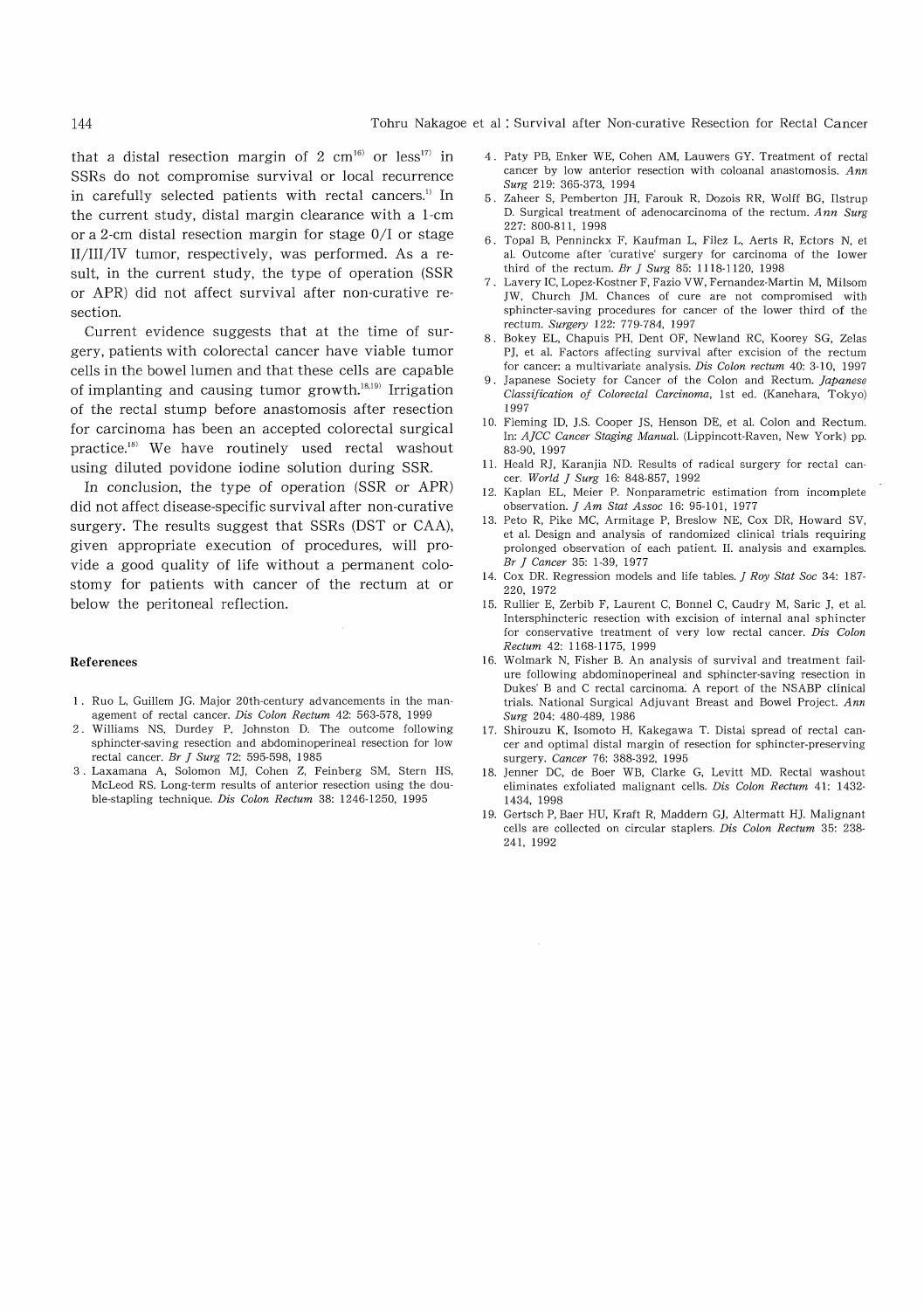that a distal resection margin of 2 cm[16] or less[17] in SSRs do not compromise survival or local recurrence in carefully selected patients with rectal cancers.[1] In the current study, distal margin clearance with a 1-cm or a 2-cm distal resection margin for stage 0/I or stage II/III/IV tumor, respectively, was performed. As a result, in the current study, the type of operation (SSR or APR) did not affect survival after non-curative resection.

Current evidence suggests that at the time of surgery, patients with colorectal cancer have viable tumor cells in the bowel lumen and that these cells are capable of implanting and causing tumor growth.[18,19] Irrigation of the rectal stump before anastomosis after resection for carcinoma has been an accepted colorectal surgical practice.[18] We have routinely used rectal washout using diluted povidone iodine solution during SSR.

In conclusion, the type of operation (SSR or APR) did not affect disease-specific survival after non-curative surgery. The results suggest that SSRs (DST or CAA), given appropriate execution of procedures, will provide a good quality of life without a permanent colostomy for patients with cancer of the rectum at or below the peritoneal reflection.

### References

1. Ruo L, Guillem JG. Major 20th-century advancements in the management of rectal cancer. *Dis Colon Rectum* 42: 563-578, 1999
2. Williams NS, Durdey P, Johnston D. The outcome following sphincter-saving resection and abdominoperineal resection for low rectal cancer. *Br J Surg* 72: 595-598, 1985
3. Laxamana A, Solomon MJ, Cohen Z, Feinberg SM, Stern HS, McLeod RS. Long-term results of anterior resection using the double-stapling technique. *Dis Colon Rectum* 38: 1246-1250, 1995
4. Paty PB, Enker WE, Cohen AM, Lauwers GY. Treatment of rectal cancer by low anterior resection with coloanal anastomosis. *Ann Surg* 219: 365-373, 1994
5. Zaheer S, Pemberton JH, Farouk R, Dozois RR, Wolff BG, Ilstrup D. Surgical treatment of adenocarcinoma of the rectum. *Ann Surg* 227: 800-811, 1998
6. Topal B, Penninckx F, Kaufman L, Filez L, Aerts R, Ectors N, et al. Outcome after 'curative' surgery for carcinoma of the lower third of the rectum. *Br J Surg* 85: 1118-1120, 1998
7. Lavery IC, Lopez-Kostner F, Fazio VW, Fernandez-Martin M, Milsom JW, Church JM. Chances of cure are not compromised with sphincter-saving procedures for cancer of the lower third of the rectum. *Surgery* 122: 779-784, 1997
8. Bokey EL, Chapuis PH, Dent OF, Newland RC, Koorey SG, Zelas PJ, et al. Factors affecting survival after excision of the rectum for cancer: a multivariate analysis. *Dis Colon rectum* 40: 3-10, 1997
9. Japanese Society for Cancer of the Colon and Rectum. *Japanese Classification of Colorectal Carcinoma*, 1st ed. (Kanehara, Tokyo) 1997
10. Fleming ID, J.S. Cooper JS, Henson DE, et al. Colon and Rectum. In: *AJCC Cancer Staging Manual*. (Lippincott-Raven, New York) pp. 83-90, 1997
11. Heald RJ, Karanjia ND. Results of radical surgery for rectal cancer. *World J Surg* 16: 848-857, 1992
12. Kaplan EL, Meier P. Nonparametric estimation from incomplete observation. *J Am Stat Assoc* 16: 95-101, 1977
13. Peto R, Pike MC, Armitage P, Breslow NE, Cox DR, Howard SV, et al. Design and analysis of randomized clinical trials requiring prolonged observation of each patient. II. analysis and examples. *Br J Cancer* 35: 1-39, 1977
14. Cox DR. Regression models and life tables. *J Roy Stat Soc* 34: 187-220, 1972
15. Rullier E, Zerbib F, Laurent C, Bonnel C, Caudry M, Saric J, et al. Intersphincteric resection with excision of internal anal sphincter for conservative treatment of very low rectal cancer. *Dis Colon Rectum* 42: 1168-1175, 1999
16. Wolmark N, Fisher B. An analysis of survival and treatment failure following abdominoperineal and sphincter-saving resection in Dukes' B and C rectal carcinoma. A report of the NSABP clinical trials. National Surgical Adjuvant Breast and Bowel Project. *Ann Surg* 204: 480-489, 1986
17. Shirouzu K, Isomoto H, Kakegawa T. Distal spread of rectal cancer and optimal distal margin of resection for sphincter-preserving surgery. *Cancer* 76: 388-392, 1995
18. Jenner DC, de Boer WB, Clarke G, Levitt MD. Rectal washout eliminates exfoliated malignant cells. *Dis Colon Rectum* 41: 1432-1434, 1998
19. Gertsch P, Baer HU, Kraft R, Maddern GJ, Altermatt HJ. Malignant cells are collected on circular staplers. *Dis Colon Rectum* 35: 238-241, 1992